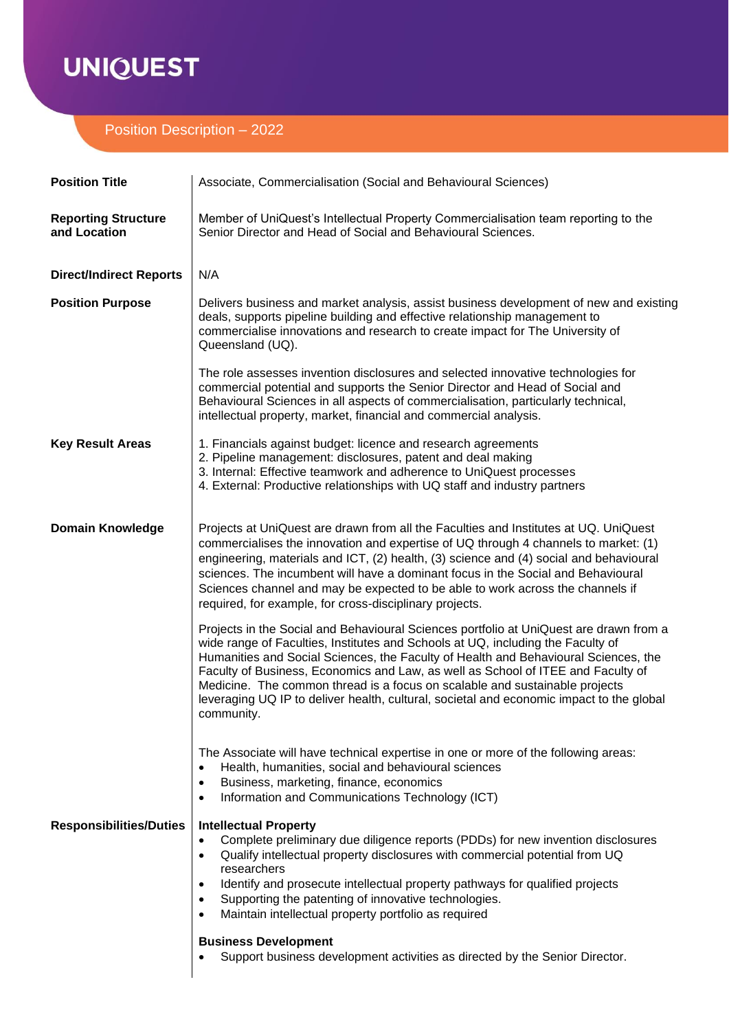# UNIQUEST

## Position Description – 2022

| | |
|---|---|
| **Position Title** | Associate, Commercialisation (Social and Behavioural Sciences) |
| **Reporting Structure and Location** | Member of UniQuest's Intellectual Property Commercialisation team reporting to the Senior Director and Head of Social and Behavioural Sciences. |
| **Direct/Indirect Reports** | N/A |
| **Position Purpose** | Delivers business and market analysis, assist business development of new and existing deals, supports pipeline building and effective relationship management to commercialise innovations and research to create impact for The University of Queensland (UQ).<br><br>The role assesses invention disclosures and selected innovative technologies for commercial potential and supports the Senior Director and Head of Social and Behavioural Sciences in all aspects of commercialisation, particularly technical, intellectual property, market, financial and commercial analysis. |
| **Key Result Areas** | 1. Financials against budget: licence and research agreements<br>2. Pipeline management: disclosures, patent and deal making<br>3. Internal: Effective teamwork and adherence to UniQuest processes<br>4. External: Productive relationships with UQ staff and industry partners |
| **Domain Knowledge** | Projects at UniQuest are drawn from all the Faculties and Institutes at UQ. UniQuest commercialises the innovation and expertise of UQ through 4 channels to market: (1) engineering, materials and ICT, (2) health, (3) science and (4) social and behavioural sciences. The incumbent will have a dominant focus in the Social and Behavioural Sciences channel and may be expected to be able to work across the channels if required, for example, for cross-disciplinary projects.<br><br>Projects in the Social and Behavioural Sciences portfolio at UniQuest are drawn from a wide range of Faculties, Institutes and Schools at UQ, including the Faculty of Humanities and Social Sciences, the Faculty of Health and Behavioural Sciences, the Faculty of Business, Economics and Law, as well as School of ITEE and Faculty of Medicine. The common thread is a focus on scalable and sustainable projects leveraging UQ IP to deliver health, cultural, societal and economic impact to the global community.<br><br>The Associate will have technical expertise in one or more of the following areas:<br>• Health, humanities, social and behavioural sciences<br>• Business, marketing, finance, economics<br>• Information and Communications Technology (ICT) |
| **Responsibilities/Duties** | **Intellectual Property**<br>• Complete preliminary due diligence reports (PDDs) for new invention disclosures<br>• Qualify intellectual property disclosures with commercial potential from UQ researchers<br>• Identify and prosecute intellectual property pathways for qualified projects<br>• Supporting the patenting of innovative technologies.<br>• Maintain intellectual property portfolio as required<br><br>**Business Development**<br>• Support business development activities as directed by the Senior Director. |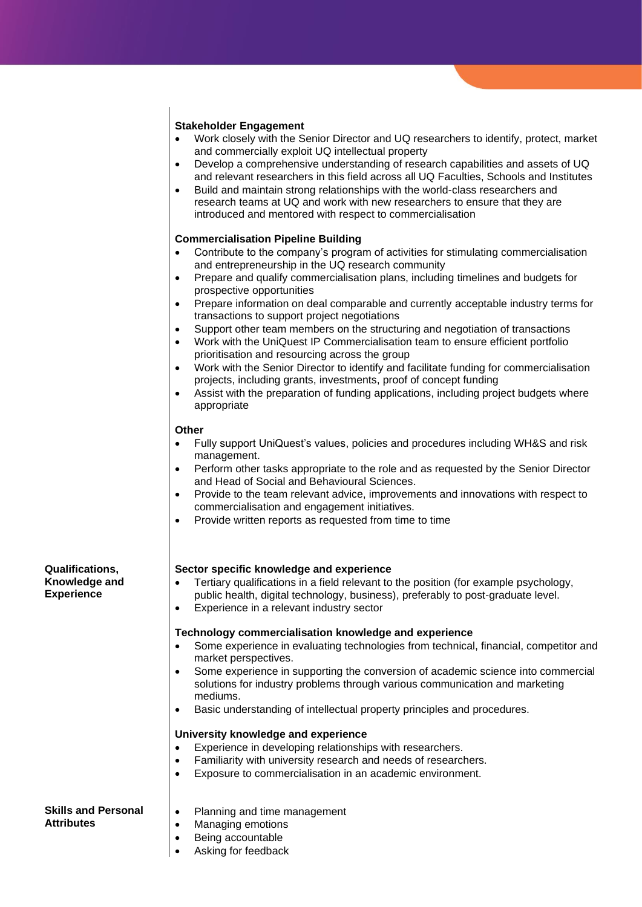**Stakeholder Engagement**

- Work closely with the Senior Director and UQ researchers to identify, protect, market and commercially exploit UQ intellectual property
- Develop a comprehensive understanding of research capabilities and assets of UQ and relevant researchers in this field across all UQ Faculties, Schools and Institutes
- Build and maintain strong relationships with the world-class researchers and research teams at UQ and work with new researchers to ensure that they are introduced and mentored with respect to commercialisation

**Commercialisation Pipeline Building**

- Contribute to the company's program of activities for stimulating commercialisation and entrepreneurship in the UQ research community
- Prepare and qualify commercialisation plans, including timelines and budgets for prospective opportunities
- Prepare information on deal comparable and currently acceptable industry terms for transactions to support project negotiations
- Support other team members on the structuring and negotiation of transactions
- Work with the UniQuest IP Commercialisation team to ensure efficient portfolio prioritisation and resourcing across the group
- Work with the Senior Director to identify and facilitate funding for commercialisation projects, including grants, investments, proof of concept funding
- Assist with the preparation of funding applications, including project budgets where appropriate

**Other**

- Fully support UniQuest's values, policies and procedures including WH&S and risk management.
- Perform other tasks appropriate to the role and as requested by the Senior Director and Head of Social and Behavioural Sciences.
- Provide to the team relevant advice, improvements and innovations with respect to commercialisation and engagement initiatives.
- Provide written reports as requested from time to time

## Qualifications, Knowledge and Experience

**Sector specific knowledge and experience**

- Tertiary qualifications in a field relevant to the position (for example psychology, public health, digital technology, business), preferably to post-graduate level.
- Experience in a relevant industry sector

**Technology commercialisation knowledge and experience**

- Some experience in evaluating technologies from technical, financial, competitor and market perspectives.
- Some experience in supporting the conversion of academic science into commercial solutions for industry problems through various communication and marketing mediums.
- Basic understanding of intellectual property principles and procedures.

**University knowledge and experience**

- Experience in developing relationships with researchers.
- Familiarity with university research and needs of researchers.
- Exposure to commercialisation in an academic environment.

## Skills and Personal Attributes

- Planning and time management
- Managing emotions
- Being accountable
- Asking for feedback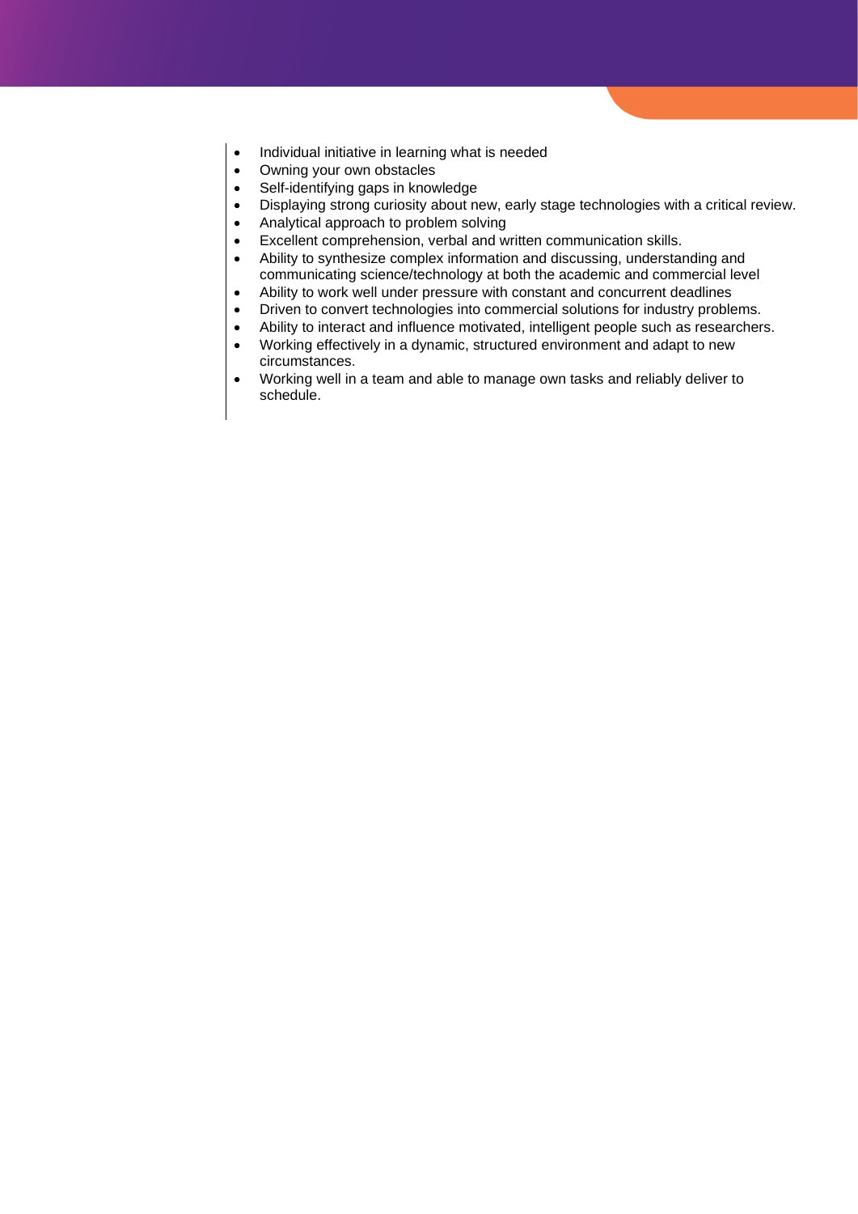- Individual initiative in learning what is needed
- Owning your own obstacles
- Self-identifying gaps in knowledge
- Displaying strong curiosity about new, early stage technologies with a critical review.
- Analytical approach to problem solving
- Excellent comprehension, verbal and written communication skills.
- Ability to synthesize complex information and discussing, understanding and communicating science/technology at both the academic and commercial level
- Ability to work well under pressure with constant and concurrent deadlines
- Driven to convert technologies into commercial solutions for industry problems.
- Ability to interact and influence motivated, intelligent people such as researchers.
- Working effectively in a dynamic, structured environment and adapt to new circumstances.
- Working well in a team and able to manage own tasks and reliably deliver to schedule.